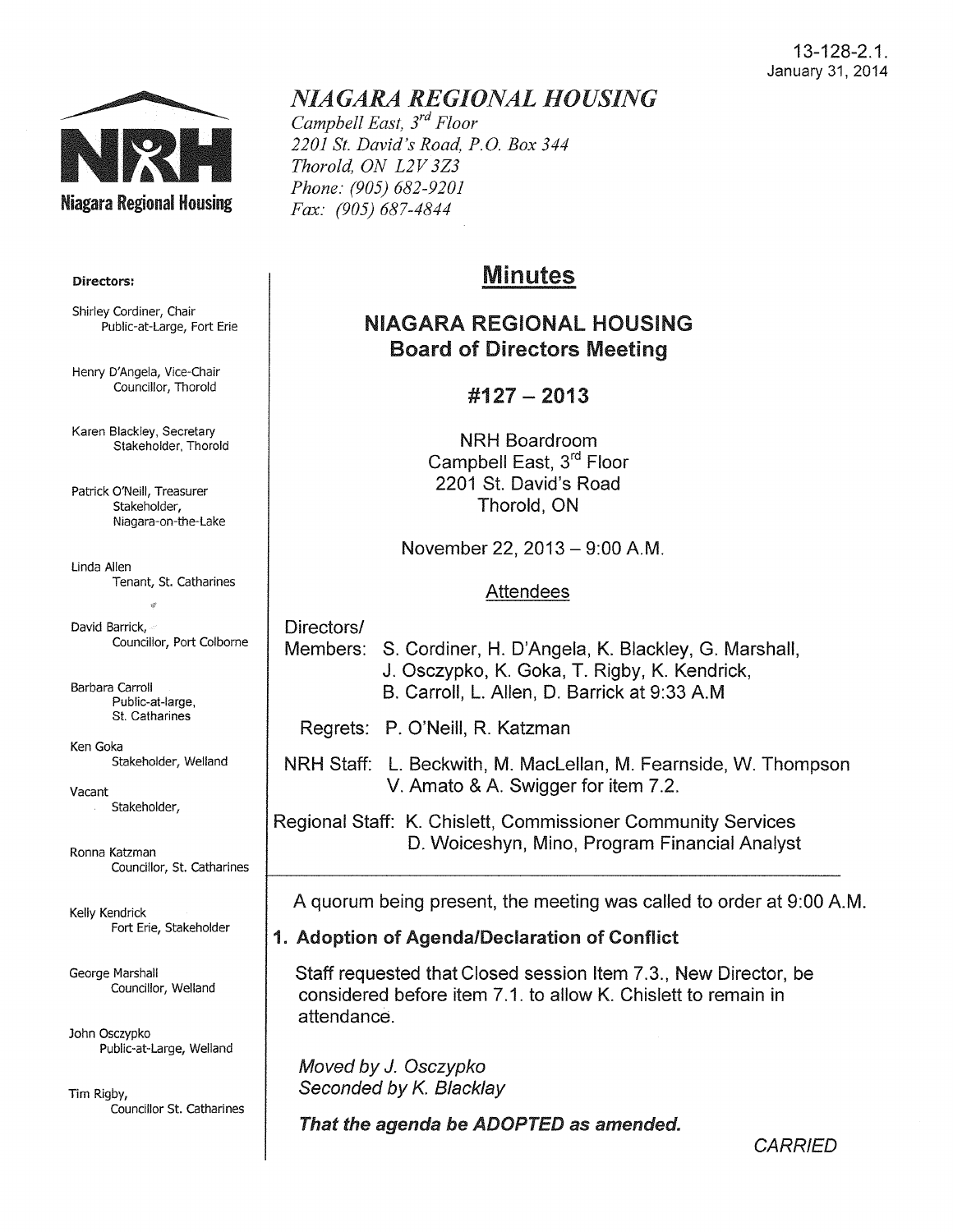13-128-2.1.
January 31, 2014

# NIAGARA REGIONAL HOUSING

*Campbell East, 3rd Floor*
*2201 St. David's Road, P.O. Box 344*
*Thorold, ON L2V 3Z3*
*Phone: (905) 682-9201*
*Fax: (905) 687-4844*

**Directors:**

Shirley Cordiner, Chair
Public-at-Large, Fort Erie

Henry D'Angela, Vice-Chair
Councillor, Thorold

Karen Blackley, Secretary
Stakeholder, Thorold

Patrick O'Neill, Treasurer
Stakeholder, Niagara-on-the-Lake

Linda Allen
Tenant, St. Catharines

David Barrick,
Councillor, Port Colborne

Barbara Carroll
Public-at-large, St. Catharines

Ken Goka
Stakeholder, Welland

Vacant
Stakeholder,

Ronna Katzman
Councillor, St. Catharines

Kelly Kendrick
Fort Erie, Stakeholder

George Marshall
Councillor, Welland

John Osczypko
Public-at-Large, Welland

Tim Rigby,
Councillor St. Catharines

## Minutes

### NIAGARA REGIONAL HOUSING Board of Directors Meeting

### #127 – 2013

NRH Boardroom
Campbell East, 3rd Floor
2201 St. David's Road
Thorold, ON

November 22, 2013 – 9:00 A.M.

Attendees

Directors/Members: S. Cordiner, H. D'Angela, K. Blackley, G. Marshall, J. Osczypko, K. Goka, T. Rigby, K. Kendrick, B. Carroll, L. Allen, D. Barrick at 9:33 A.M

Regrets: P. O'Neill, R. Katzman

NRH Staff: L. Beckwith, M. MacLellan, M. Fearnside, W. Thompson V. Amato & A. Swigger for item 7.2.

Regional Staff: K. Chislett, Commissioner Community Services
D. Woiceshyn, Mino, Program Financial Analyst

A quorum being present, the meeting was called to order at 9:00 A.M.

**1. Adoption of Agenda/Declaration of Conflict**

Staff requested that Closed session Item 7.3., New Director, be considered before item 7.1. to allow K. Chislett to remain in attendance.

*Moved by J. Osczypko*
*Seconded by K. Blacklay*

***That the agenda be ADOPTED as amended.***

*CARRIED*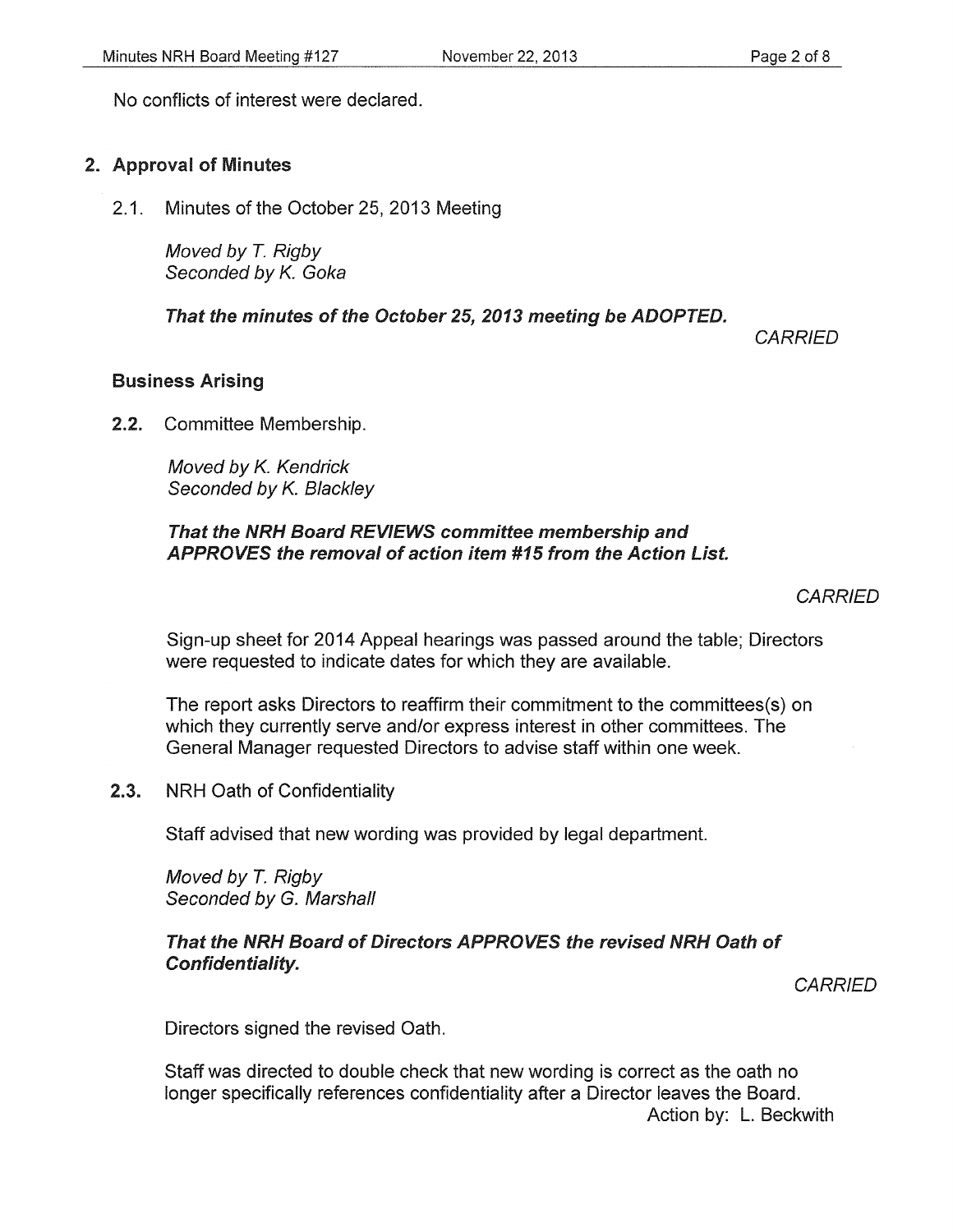No conflicts of interest were declared.

## 2. Approval of Minutes

2.1. Minutes of the October 25, 2013 Meeting

*Moved by T. Rigby*
*Seconded by K. Goka*

***That the minutes of the October 25, 2013 meeting be ADOPTED.***

*CARRIED*

### Business Arising

**2.2.** Committee Membership.

*Moved by K. Kendrick*
*Seconded by K. Blackley*

***That the NRH Board REVIEWS committee membership and APPROVES the removal of action item #15 from the Action List.***

*CARRIED*

Sign-up sheet for 2014 Appeal hearings was passed around the table; Directors were requested to indicate dates for which they are available.

The report asks Directors to reaffirm their commitment to the committees(s) on which they currently serve and/or express interest in other committees. The General Manager requested Directors to advise staff within one week.

**2.3.** NRH Oath of Confidentiality

Staff advised that new wording was provided by legal department.

*Moved by T. Rigby*
*Seconded by G. Marshall*

***That the NRH Board of Directors APPROVES the revised NRH Oath of Confidentiality.***

*CARRIED*

Directors signed the revised Oath.

Staff was directed to double check that new wording is correct as the oath no longer specifically references confidentiality after a Director leaves the Board.
Action by: L. Beckwith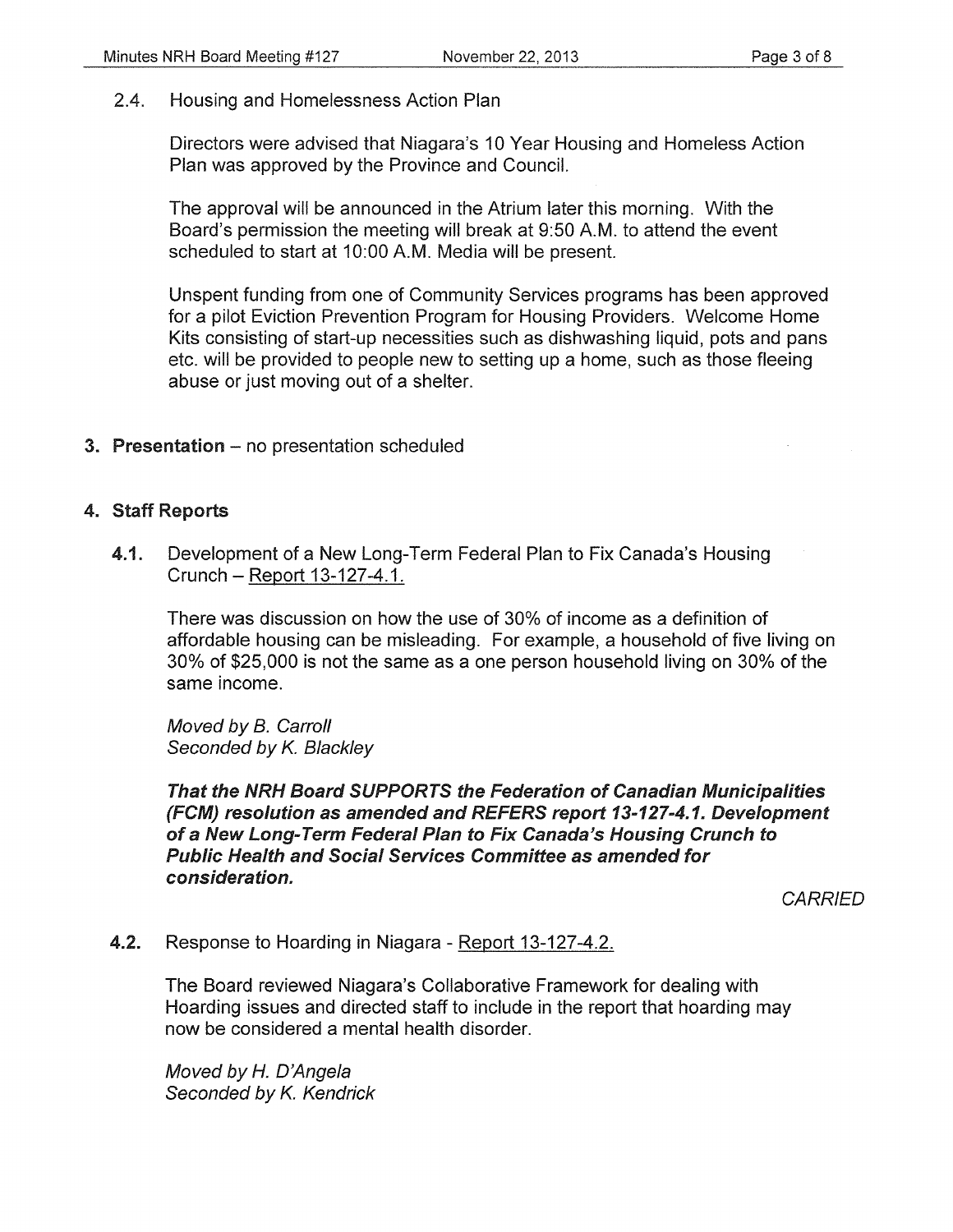2.4. Housing and Homelessness Action Plan

Directors were advised that Niagara's 10 Year Housing and Homeless Action Plan was approved by the Province and Council.

The approval will be announced in the Atrium later this morning. With the Board's permission the meeting will break at 9:50 A.M. to attend the event scheduled to start at 10:00 A.M. Media will be present.

Unspent funding from one of Community Services programs has been approved for a pilot Eviction Prevention Program for Housing Providers. Welcome Home Kits consisting of start-up necessities such as dishwashing liquid, pots and pans etc. will be provided to people new to seting up a home, such as those fleeing abuse or just moving out of a shelter.

**3. Presentation** – no presentation scheduled

**4. Staff Reports**

**4.1.** Development of a New Long-Term Federal Plan to Fix Canada's Housing Crunch – Report 13-127-4.1.

There was discussion on how the use of 30% of income as a definition of affordable housing can be misleading. For example, a household of five living on 30% of $25,000 is not the same as a one person household living on 30% of the same income.

*Moved by B. Carroll*
*Seconded by K. Blackley*

***That the NRH Board SUPPORTS the Federation of Canadian Municipalities (FCM) resolution as amended and REFERS report 13-127-4.1. Development of a New Long-Term Federal Plan to Fix Canada's Housing Crunch to Public Health and Social Services Committee as amended for consideration.***

*CARRIED*

**4.2.** Response to Hoarding in Niagara - Report 13-127-4.2.

The Board reviewed Niagara's Collaborative Framework for dealing with Hoarding issues and directed staff to include in the report that hoarding may now be considered a mental health disorder.

*Moved by H. D'Angela*
*Seconded by K. Kendrick*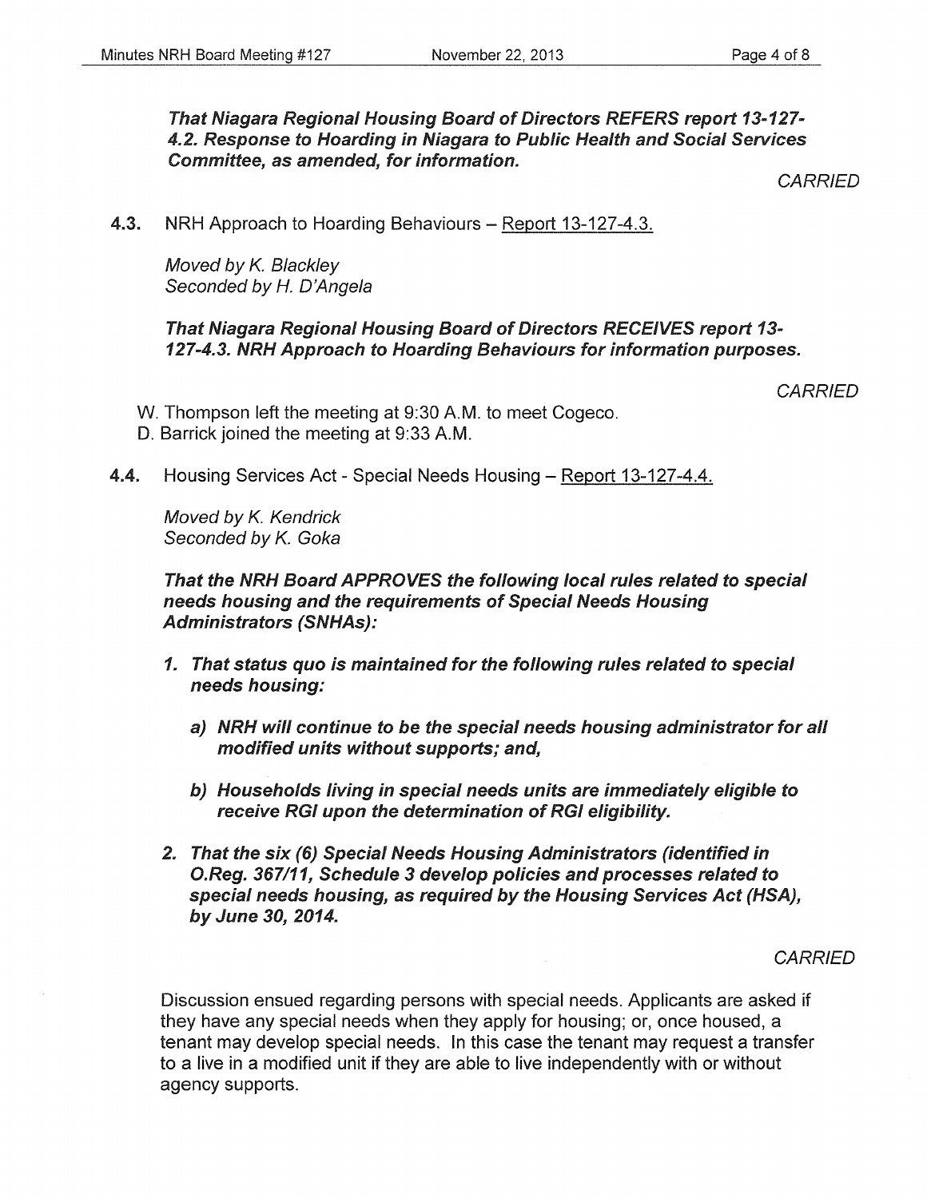***That Niagara Regional Housing Board of Directors REFERS report 13-127-4.2. Response to Hoarding in Niagara to Public Health and Social Services Committee, as amended, for information.***

*CARRIED*

**4.3.** NRH Approach to Hoarding Behaviours – Report 13-127-4.3.

*Moved by K. Blackley*
*Seconded by H. D'Angela*

***That Niagara Regional Housing Board of Directors RECEIVES report 13-127-4.3. NRH Approach to Hoarding Behaviours for information purposes.***

*CARRIED*

W. Thompson left the meeting at 9:30 A.M. to meet Cogeco.
D. Barrick joined the meeting at 9:33 A.M.

**4.4.** Housing Services Act - Special Needs Housing – Report 13-127-4.4.

*Moved by K. Kendrick*
*Seconded by K. Goka*

***That the NRH Board APPROVES the following local rules related to special needs housing and the requirements of Special Needs Housing Administrators (SNHAs):***

1. ***That status quo is maintained for the following rules related to special needs housing:***
   - ***a) NRH will continue to be the special needs housing administrator for all modified units without supports; and,***
   - ***b) Households living in special needs units are immediately eligible to receive RGI upon the determination of RGI eligibility.***
2. ***That the six (6) Special Needs Housing Administrators (identified in O.Reg. 367/11, Schedule 3 develop policies and processes related to special needs housing, as required by the Housing Services Act (HSA), by June 30, 2014.***

*CARRIED*

Discussion ensued regarding persons with special needs. Applicants are asked if they have any special needs when they apply for housing; or, once housed, a tenant may develop special needs. In this case the tenant may request a transfer to a live in a modified unit if they are able to live independently with or without agency supports.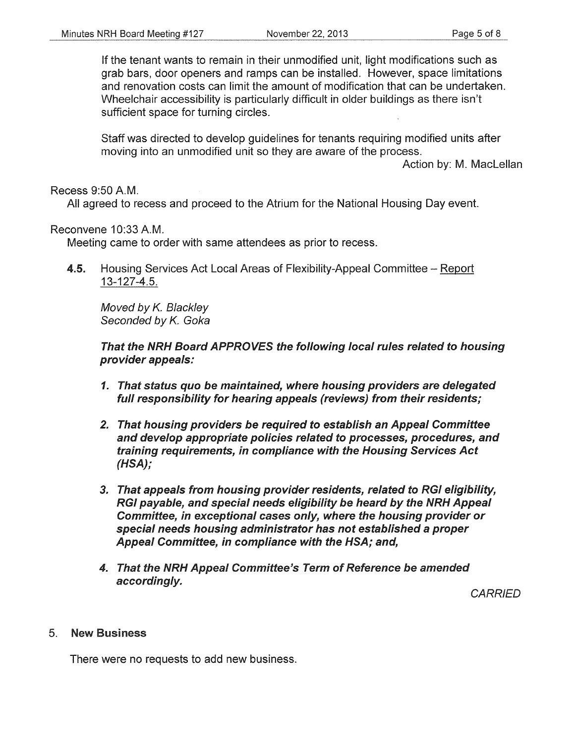If the tenant wants to remain in their unmodified unit, light modifications such as grab bars, door openers and ramps can be installed. However, space limitations and renovation costs can limit the amount of modification that can be undertaken. Wheelchair accessibility is particularly difficult in older buildings as there isn't sufficient space for turning circles.

Staff was directed to develop guidelines for tenants requiring modified units after moving into an unmodified unit so they are aware of the process.

Action by: M. MacLellan

Recess 9:50 A.M.

All agreed to recess and proceed to the Atrium for the National Housing Day event.

Reconvene 10:33 A.M.

Meeting came to order with same attendees as prior to recess.

**4.5.** Housing Services Act Local Areas of Flexibility-Appeal Committee – Report 13-127-4.5.

*Moved by K. Blackley*
*Seconded by K. Goka*

***That the NRH Board APPROVES the following local rules related to housing provider appeals:***

1. ***That status quo be maintained, where housing providers are delegated full responsibility for hearing appeals (reviews) from their residents;***

2. ***That housing providers be required to establish an Appeal Committee and develop appropriate policies related to processes, procedures, and training requirements, in compliance with the Housing Services Act (HSA);***

3. ***That appeals from housing provider residents, related to RGI eligibility, RGI payable, and special needs eligibility be heard by the NRH Appeal Committee, in exceptional cases only, where the housing provider or special needs housing administrator has not established a proper Appeal Committee, in compliance with the HSA; and,***

4. ***That the NRH Appeal Committee's Term of Reference be amended accordingly.***

*CARRIED*

## 5. New Business

There were no requests to add new business.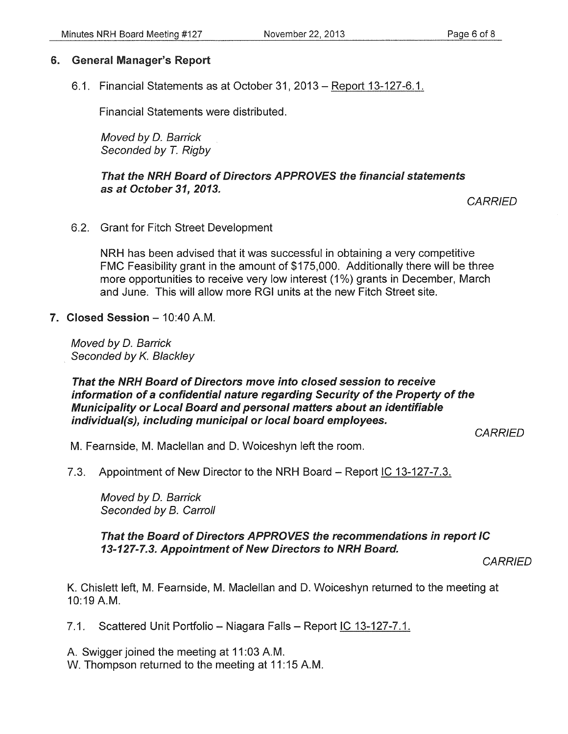## 6. General Manager's Report

6.1. Financial Statements as at October 31, 2013 – Report 13-127-6.1.

Financial Statements were distributed.

*Moved by D. Barrick*
*Seconded by T. Rigby*

***That the NRH Board of Directors APPROVES the financial statements as at October 31, 2013.***

*CARRIED*

6.2. Grant for Fitch Street Development

NRH has been advised that it was successful in obtaining a very competitive FMC Feasibility grant in the amount of $175,000. Additionally there will be three more opportunities to receive very low interest (1%) grants in December, March and June. This will allow more RGI units at the new Fitch Street site.

## 7. Closed Session – 10:40 A.M.

*Moved by D. Barrick*
*Seconded by K. Blackley*

***That the NRH Board of Directors move into closed session to receive information of a confidential nature regarding Security of the Property of the Municipality or Local Board and personal matters about an identifiable individual(s), including municipal or local board employees.***

*CARRIED*

M. Fearnside, M. Maclellan and D. Woiceshyn left the room.

7.3. Appointment of New Director to the NRH Board – Report IC 13-127-7.3.

*Moved by D. Barrick*
*Seconded by B. Carroll*

***That the Board of Directors APPROVES the recommendations in report IC 13-127-7.3. Appointment of New Directors to NRH Board.***

*CARRIED*

K. Chislett left, M. Fearnside, M. Maclellan and D. Woiceshyn returned to the meeting at 10:19 A.M.

7.1. Scattered Unit Portfolio – Niagara Falls – Report IC 13-127-7.1.

A. Swigger joined the meeting at 11:03 A.M.
W. Thompson returned to the meeting at 11:15 A.M.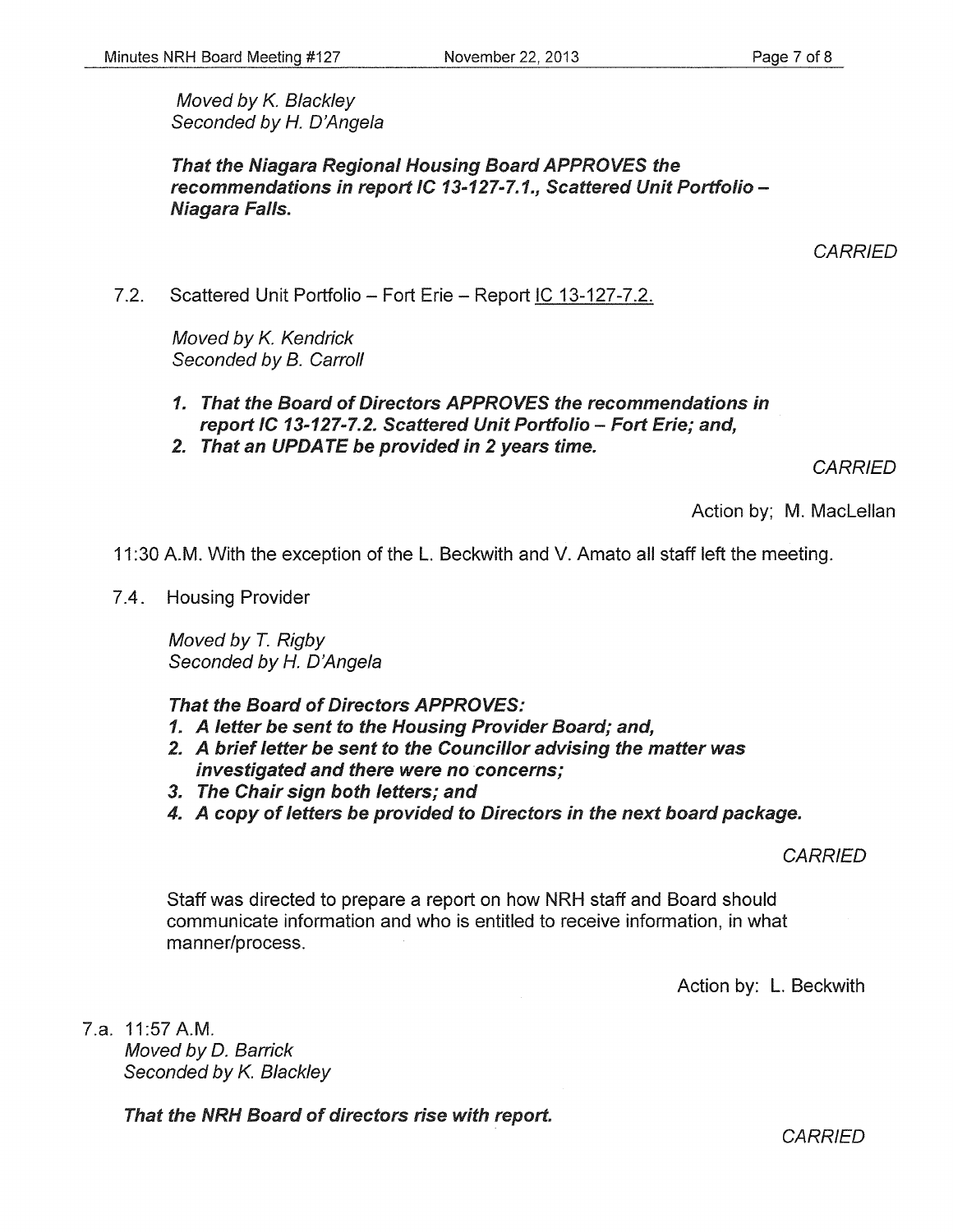*Moved by K. Blackley*
*Seconded by H. D'Angela*

***That the Niagara Regional Housing Board APPROVES the recommendations in report IC 13-127-7.1., Scattered Unit Portfolio – Niagara Falls.***

*CARRIED*

7.2. Scattered Unit Portfolio – Fort Erie – Report IC 13-127-7.2.

*Moved by K. Kendrick*
*Seconded by B. Carroll*

1. ***That the Board of Directors APPROVES the recommendations in report IC 13-127-7.2. Scattered Unit Portfolio – Fort Erie; and,***
2. ***That an UPDATE be provided in 2 years time.***

*CARRIED*

Action by; M. MacLellan

11:30 A.M. With the exception of the L. Beckwith and V. Amato all staff left the meeting.

7.4. Housing Provider

*Moved by T. Rigby*
*Seconded by H. D'Angela*

***That the Board of Directors APPROVES:***

1. ***A letter be sent to the Housing Provider Board; and,***
2. ***A brief letter be sent to the Councillor advising the matter was investigated and there were no concerns;***
3. ***The Chair sign both letters; and***
4. ***A copy of letters be provided to Directors in the next board package.***

*CARRIED*

Staff was directed to prepare a report on how NRH staff and Board should communicate information and who is entitled to receive information, in what manner/process.

Action by: L. Beckwith

7.a. 11:57 A.M.
*Moved by D. Barrick*
*Seconded by K. Blackley*

***That the NRH Board of directors rise with report.***

*CARRIED*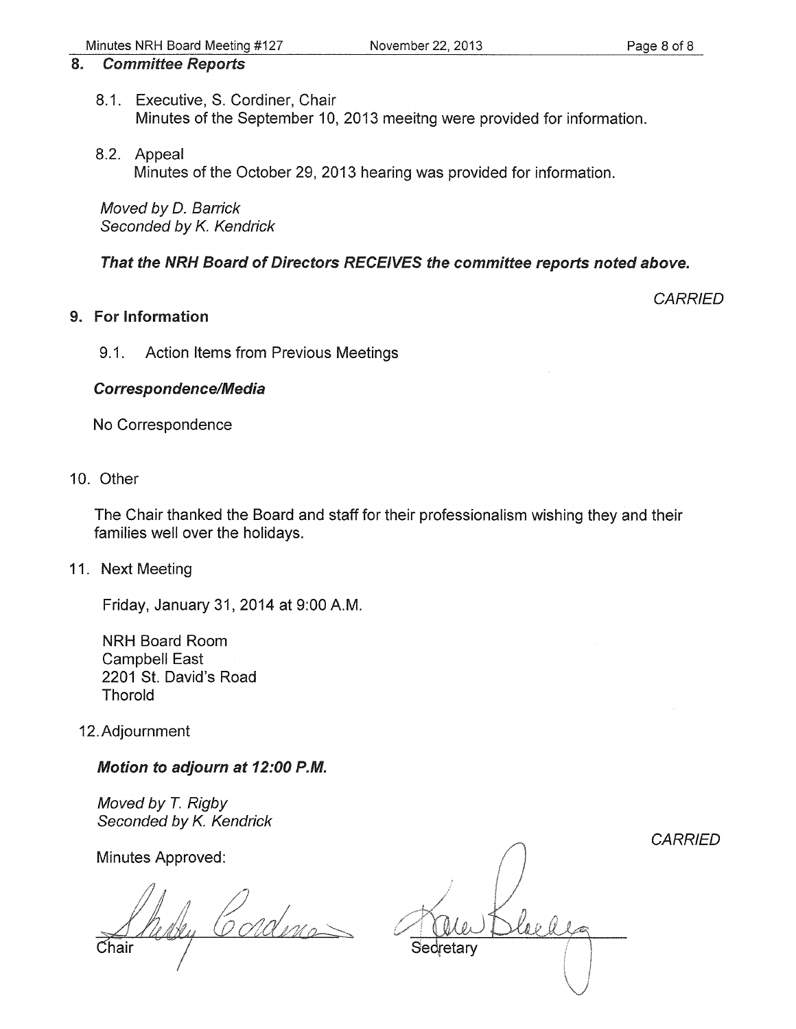## 8. *Committee Reports*

8.1. Executive, S. Cordiner, Chair
Minutes of the September 10, 2013 meeitng were provided for information.

8.2. Appeal
Minutes of the October 29, 2013 hearing was provided for information.

*Moved by D. Barrick*
*Seconded by K. Kendrick*

***That the NRH Board of Directors RECEIVES the committee reports noted above.***

*CARRIED*

## 9. For Information

9.1. Action Items from Previous Meetings

***Correspondence/Media***

No Correspondence

## 10. Other

The Chair thanked the Board and staff for their professionalism wishing they and their families well over the holidays.

## 11. Next Meeting

Friday, January 31, 2014 at 9:00 A.M.

NRH Board Room
Campbell East
2201 St. David's Road
Thorold

## 12. Adjournment

***Motion to adjourn at 12:00 P.M.***

*Moved by T. Rigby*
*Seconded by K. Kendrick*

*CARRIED*

Minutes Approved:

Chair

Secretary